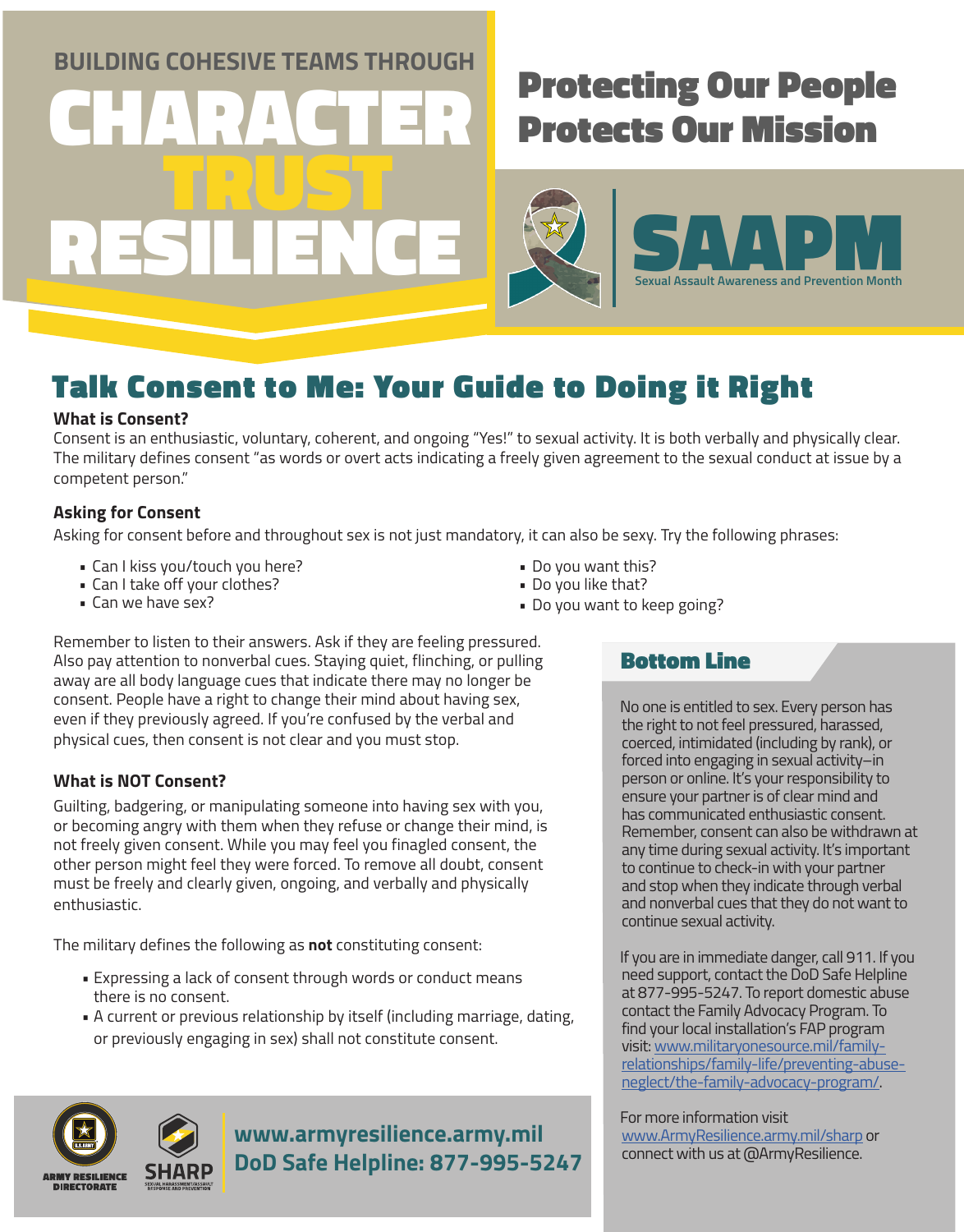BUILDING COHESIVE TEAMS THROUGH

# CHARACTER TRUST RESILIENCE

## Protecting Our People Protects Our Mission

SAAPM

Sexual Assault Awareness and Prevention Month

# Talk Consent to Me: Your Guide to Doing it Right

### What is Consent?

Consent is an enthusiastic, voluntary, coherent, and ongoing "Yes!" to sexual activity. It is both verbally and physically clear. The military defines consent "as words or overt acts indicating a freely given agreement to the sexual conduct at issue by a competent person."

### Asking for Consent

Asking for consent before and throughout sex is not just mandatory, it can also be sexy. Try the following phrases:

- Can I kiss you/touch you here?
- Can I take off your clothes?
- Can we have sex?
- Do you want this?
- Do you like that?
- Do you want to keep going?

Remember to listen to their answers. Ask if they are feeling pressured. Also pay attention to nonverbal cues. Staying quiet, flinching, or pulling away are all body language cues that indicate there may no longer be consent. People have a right to change their mind about having sex, even if they previously agreed. If you're confused by the verbal and physical cues, then consent is not clear and you must stop.

### What is NOT Consent?

Guilting, badgering, or manipulating someone into having sex with you, or becoming angry with them when they refuse or change their mind, is not freely given consent. While you may feel you finagled consent, the other person might feel they were forced. To remove all doubt, consent must be freely and clearly given, ongoing, and verbally and physically enthusiastic.

The military defines the following as **not** constituting consent:

- Expressing a lack of consent through words or conduct means there is no consent.
- A current or previous relationship by itself (including marriage, dating, or previously engaging in sex) shall not constitute consent.

### Bottom Line

No one is entitled to sex. Every person has the right to not feel pressured, harassed, coerced, intimidated (including by rank), or forced into engaging in sexual activity–in person or online. It's your responsibility to ensure your partner is of clear mind and has communicated enthusiastic consent. Remember, consent can also be withdrawn at any time during sexual activity. It's important to continue to check-in with your partner and stop when they indicate through verbal and nonverbal cues that they do not want to continue sexual activity.

If you are in immediate danger, call 911. If you need support, contact the DoD Safe Helpline at 877-995-5247. To report domestic abuse contact the Family Advocacy Program. To find your local installation's FAP program visit: www.militaryonesource.mil/family-relationships/family-life/preventing-abuse-neglect/the-family-advocacy-program/.

For more information visit www.ArmyResilience.army.mil/sharp or connect with us at @ArmyResilience.

ARMY RESILIENCE DIRECTORATE

SHARP

SEXUAL HARASSMENT/ASSAULT RESPONSE AND PREVENTION

**www.armyresilience.army.mil**

**DoD Safe Helpline: 877-995-5247**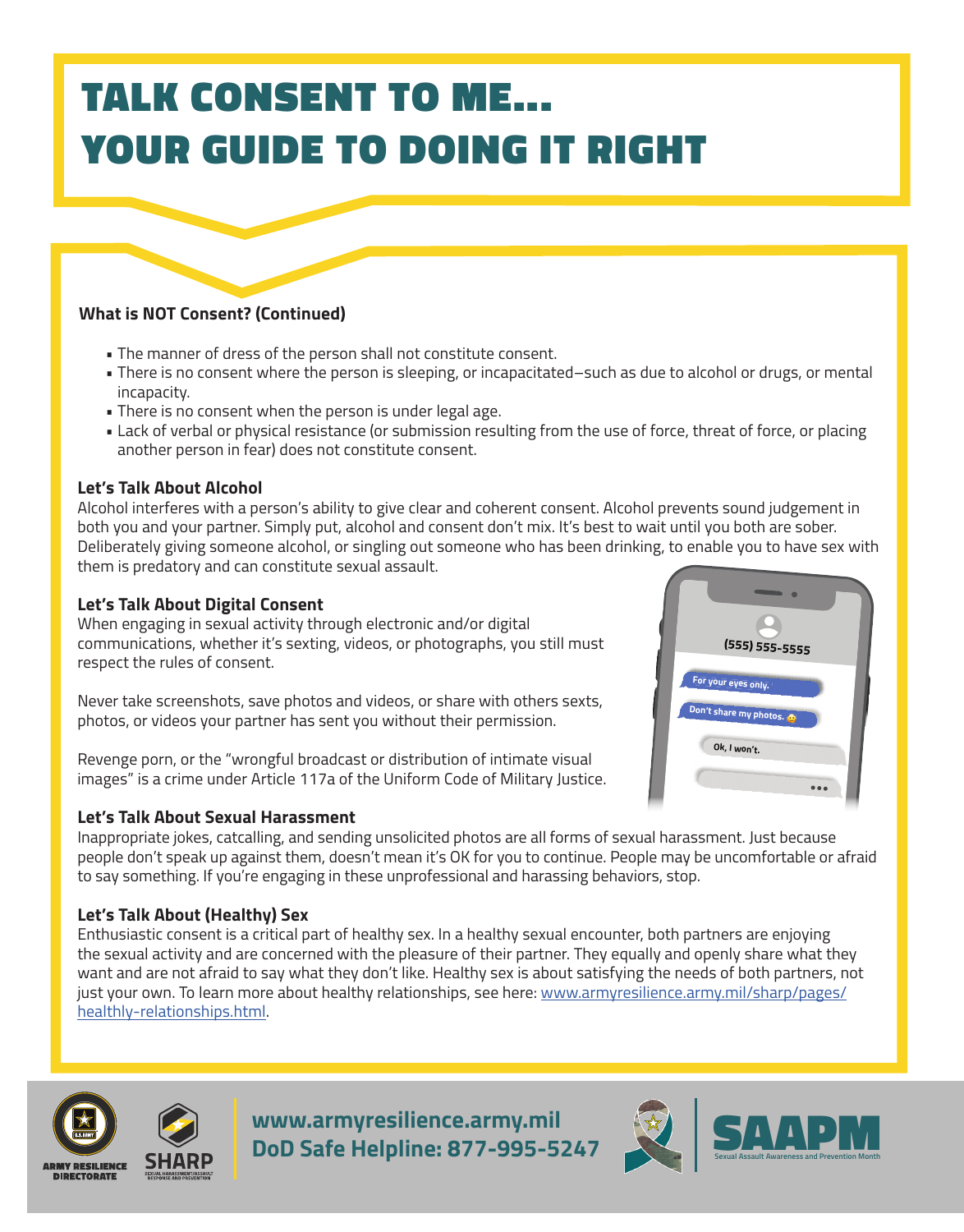# TALK CONSENT TO ME...
# YOUR GUIDE TO DOING IT RIGHT

### What is NOT Consent? (Continued)

- The manner of dress of the person shall not constitute consent.
- There is no consent where the person is sleeping, or incapacitated–such as due to alcohol or drugs, or mental incapacity.
- There is no consent when the person is under legal age.
- Lack of verbal or physical resistance (or submission resulting from the use of force, threat of force, or placing another person in fear) does not constitute consent.

### Let's Talk About Alcohol

Alcohol interferes with a person's ability to give clear and coherent consent. Alcohol prevents sound judgement in both you and your partner. Simply put, alcohol and consent don't mix. It's best to wait until you both are sober. Deliberately giving someone alcohol, or singling out someone who has been drinking, to enable you to have sex with them is predatory and can constitute sexual assault.

### Let's Talk About Digital Consent

When engaging in sexual activity through electronic and/or digital communications, whether it's sexting, videos, or photographs, you still must respect the rules of consent.

Never take screenshots, save photos and videos, or share with others sexts, photos, or videos your partner has sent you without their permission.

Revenge porn, or the "wrongful broadcast or distribution of intimate visual images" is a crime under Article 117a of the Uniform Code of Military Justice.

(555) 555-5555

For your eyes only.

Don't share my photos.

Ok, I won't.

### Let's Talk About Sexual Harassment

Inappropriate jokes, catcalling, and sending unsolicited photos are all forms of sexual harassment. Just because people don't speak up against them, doesn't mean it's OK for you to continue. People may be uncomfortable or afraid to say something. If you're engaging in these unprofessional and harassing behaviors, stop.

### Let's Talk About (Healthy) Sex

Enthusiastic consent is a critical part of healthy sex. In a healthy sexual encounter, both partners are enjoying the sexual activity and are concerned with the pleasure of their partner. They equally and openly share what they want and are not afraid to say what they don't like. Healthy sex is about satisfying the needs of both partners, not just your own. To learn more about healthy relationships, see here: www.armyresilience.army.mil/sharp/pages/healthy-relationships.html.

ARMY RESILIENCE DIRECTORATE

SHARP SEXUAL HARASSMENT/ASSAULT RESPONSE AND PREVENTION

**www.armyresilience.army.mil**
**DoD Safe Helpline: 877-995-5247**

SAAPM Sexual Assault Awareness and Prevention Month